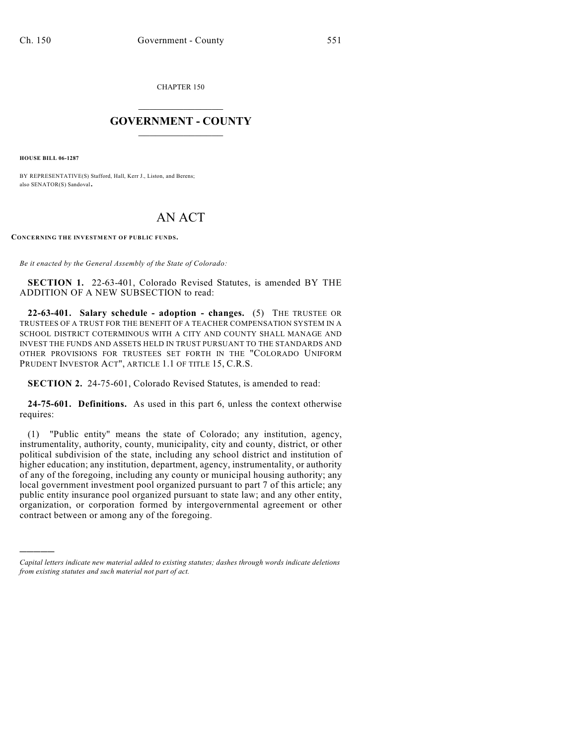CHAPTER 150

# GOVERNMENT - COUNTY

**HOUSE BILL 06-1287**

BY REPRESENTATIVE(S) Stafford, Hall, Kerr J., Liston, and Berens; also SENATOR(S) Sandoval.

# AN ACT

**CONCERNING THE INVESTMENT OF PUBLIC FUNDS.**

*Be it enacted by the General Assembly of the State of Colorado:*

**SECTION 1.** 22-63-401, Colorado Revised Statutes, is amended BY THE ADDITION OF A NEW SUBSECTION to read:

**22-63-401. Salary schedule - adoption - changes.** (5) THE TRUSTEE OR TRUSTEES OF A TRUST FOR THE BENEFIT OF A TEACHER COMPENSATION SYSTEM IN A SCHOOL DISTRICT COTERMINOUS WITH A CITY AND COUNTY SHALL MANAGE AND INVEST THE FUNDS AND ASSETS HELD IN TRUST PURSUANT TO THE STANDARDS AND OTHER PROVISIONS FOR TRUSTEES SET FORTH IN THE "COLORADO UNIFORM PRUDENT INVESTOR ACT", ARTICLE 1.1 OF TITLE 15, C.R.S.

**SECTION 2.** 24-75-601, Colorado Revised Statutes, is amended to read:

**24-75-601. Definitions.** As used in this part 6, unless the context otherwise requires:

(1) "Public entity" means the state of Colorado; any institution, agency, instrumentality, authority, county, municipality, city and county, district, or other political subdivision of the state, including any school district and institution of higher education; any institution, department, agency, instrumentality, or authority of any of the foregoing, including any county or municipal housing authority; any local government investment pool organized pursuant to part 7 of this article; any public entity insurance pool organized pursuant to state law; and any other entity, organization, or corporation formed by intergovernmental agreement or other contract between or among any of the foregoing.

---

*Capital letters indicate new material added to existing statutes; dashes through words indicate deletions from existing statutes and such material not part of act.*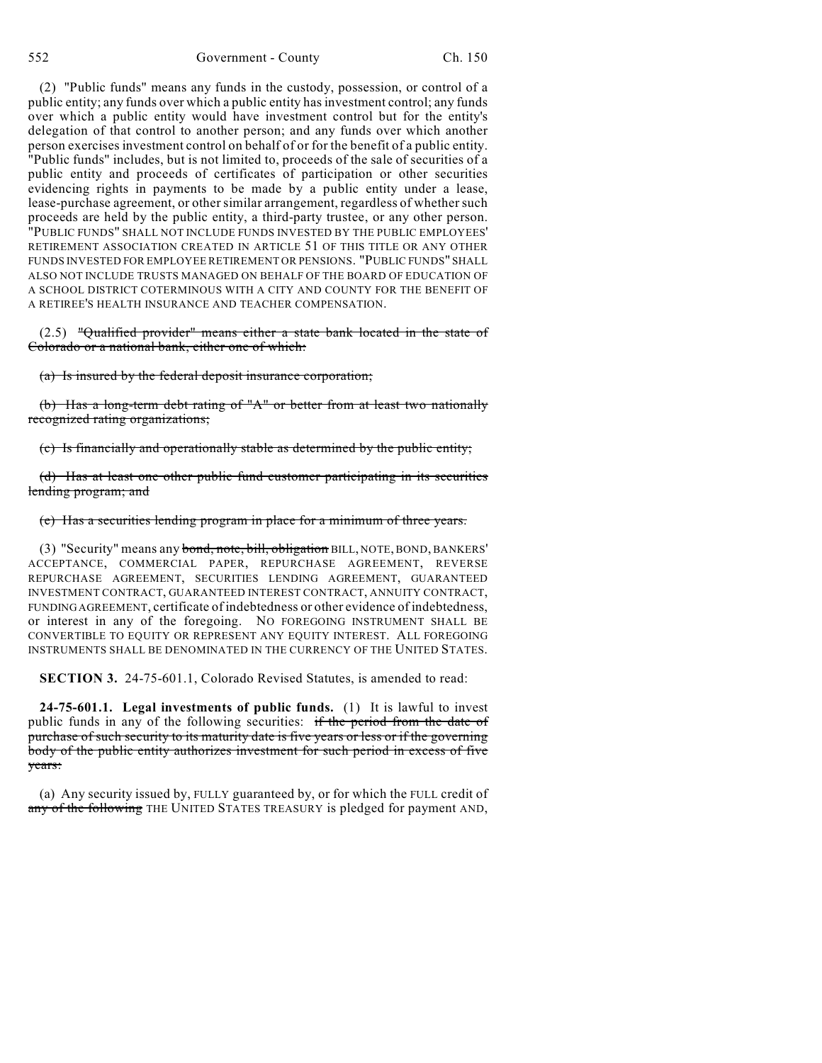(2) "Public funds" means any funds in the custody, possession, or control of a public entity; any funds over which a public entity has investment control; any funds over which a public entity would have investment control but for the entity's delegation of that control to another person; and any funds over which another person exercises investment control on behalf of or for the benefit of a public entity. "Public funds" includes, but is not limited to, proceeds of the sale of securities of a public entity and proceeds of certificates of participation or other securities evidencing rights in payments to be made by a public entity under a lease, lease-purchase agreement, or other similar arrangement, regardless of whether such proceeds are held by the public entity, a third-party trustee, or any other person. "PUBLIC FUNDS" SHALL NOT INCLUDE FUNDS INVESTED BY THE PUBLIC EMPLOYEES' RETIREMENT ASSOCIATION CREATED IN ARTICLE 51 OF THIS TITLE OR ANY OTHER FUNDS INVESTED FOR EMPLOYEE RETIREMENT OR PENSIONS. "PUBLIC FUNDS" SHALL ALSO NOT INCLUDE TRUSTS MANAGED ON BEHALF OF THE BOARD OF EDUCATION OF A SCHOOL DISTRICT COTERMINOUS WITH A CITY AND COUNTY FOR THE BENEFIT OF A RETIREE'S HEALTH INSURANCE AND TEACHER COMPENSATION.

(2.5) ~~"Qualified provider" means either a state bank located in the state of Colorado or a national bank, either one of which:~~

~~(a) Is insured by the federal deposit insurance corporation;~~

~~(b) Has a long-term debt rating of "A" or better from at least two nationally recognized rating organizations;~~

~~(c) Is financially and operationally stable as determined by the public entity;~~

~~(d) Has at least one other public fund customer participating in its securities lending program; and~~

~~(e) Has a securities lending program in place for a minimum of three years.~~

(3) "Security" means any ~~bond, note, bill, obligation~~ BILL, NOTE, BOND, BANKERS' ACCEPTANCE, COMMERCIAL PAPER, REPURCHASE AGREEMENT, REVERSE REPURCHASE AGREEMENT, SECURITIES LENDING AGREEMENT, GUARANTEED INVESTMENT CONTRACT, GUARANTEED INTEREST CONTRACT, ANNUITY CONTRACT, FUNDING AGREEMENT, certificate of indebtedness or other evidence of indebtedness, or interest in any of the foregoing. NO FOREGOING INSTRUMENT SHALL BE CONVERTIBLE TO EQUITY OR REPRESENT ANY EQUITY INTEREST. ALL FOREGOING INSTRUMENTS SHALL BE DENOMINATED IN THE CURRENCY OF THE UNITED STATES.

**SECTION 3.** 24-75-601.1, Colorado Revised Statutes, is amended to read:

**24-75-601.1. Legal investments of public funds.** (1) It is lawful to invest public funds in any of the following securities: ~~if the period from the date of purchase of such security to its maturity date is five years or less or if the governing body of the public entity authorizes investment for such period in excess of five years:~~

(a) Any security issued by, FULLY guaranteed by, or for which the FULL credit of ~~any of the following~~ THE UNITED STATES TREASURY is pledged for payment AND,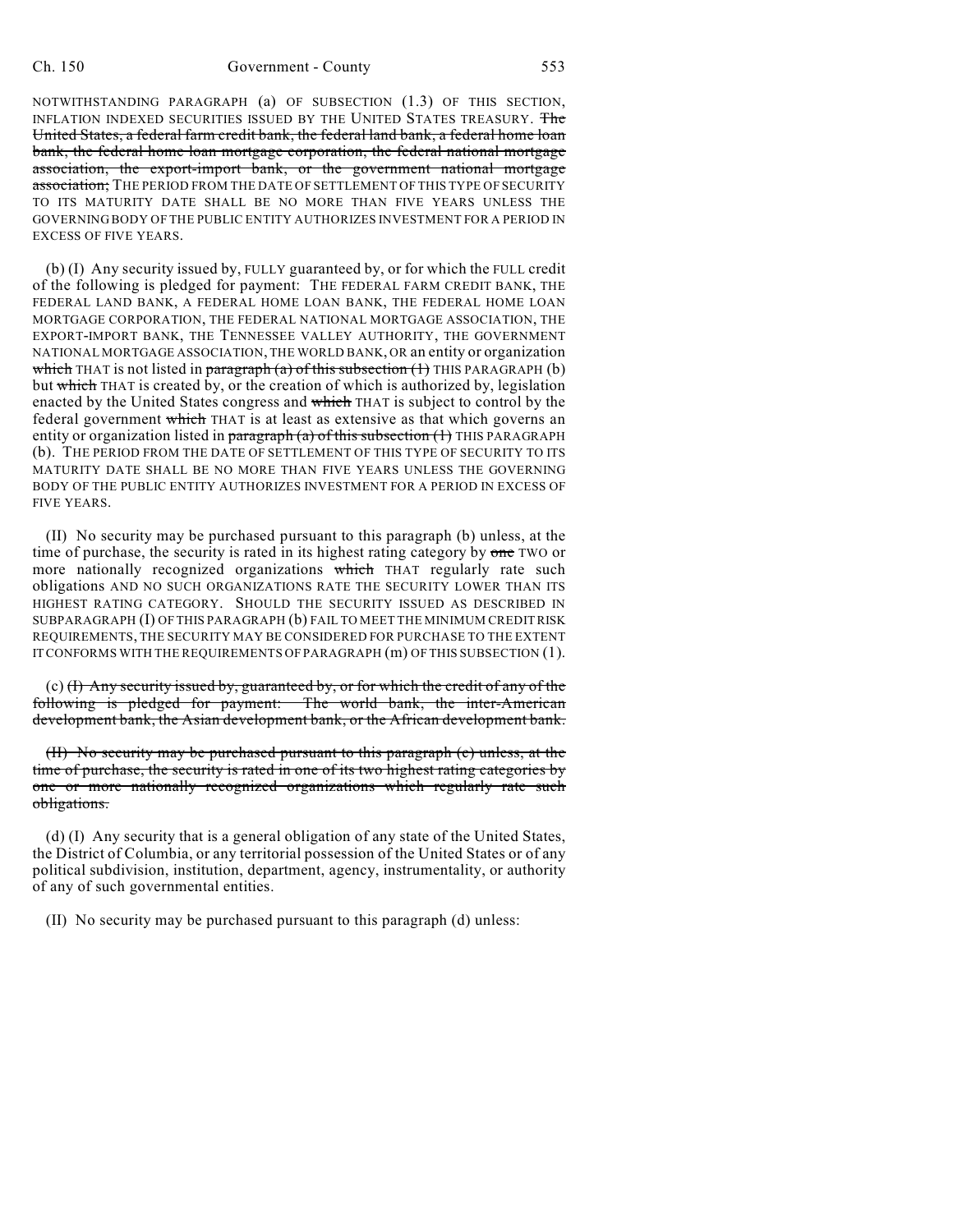NOTWITHSTANDING PARAGRAPH (a) OF SUBSECTION (1.3) OF THIS SECTION, INFLATION INDEXED SECURITIES ISSUED BY THE UNITED STATES TREASURY. ~~The United States, a federal farm credit bank, the federal land bank, a federal home loan bank, the federal home loan mortgage corporation, the federal national mortgage association, the export-import bank, or the government national mortgage association;~~ THE PERIOD FROM THE DATE OF SETTLEMENT OF THIS TYPE OF SECURITY TO ITS MATURITY DATE SHALL BE NO MORE THAN FIVE YEARS UNLESS THE GOVERNING BODY OF THE PUBLIC ENTITY AUTHORIZES INVESTMENT FOR A PERIOD IN EXCESS OF FIVE YEARS.

(b) (I) Any security issued by, FULLY guaranteed by, or for which the FULL credit of the following is pledged for payment: THE FEDERAL FARM CREDIT BANK, THE FEDERAL LAND BANK, A FEDERAL HOME LOAN BANK, THE FEDERAL HOME LOAN MORTGAGE CORPORATION, THE FEDERAL NATIONAL MORTGAGE ASSOCIATION, THE EXPORT-IMPORT BANK, THE TENNESSEE VALLEY AUTHORITY, THE GOVERNMENT NATIONAL MORTGAGE ASSOCIATION, THE WORLD BANK, OR an entity or organization ~~which~~ THAT is not listed in ~~paragraph (a) of this subsection (1)~~ THIS PARAGRAPH (b) but ~~which~~ THAT is created by, or the creation of which is authorized by, legislation enacted by the United States congress and ~~which~~ THAT is subject to control by the federal government ~~which~~ THAT is at least as extensive as that which governs an entity or organization listed in ~~paragraph (a) of this subsection (1)~~ THIS PARAGRAPH (b). THE PERIOD FROM THE DATE OF SETTLEMENT OF THIS TYPE OF SECURITY TO ITS MATURITY DATE SHALL BE NO MORE THAN FIVE YEARS UNLESS THE GOVERNING BODY OF THE PUBLIC ENTITY AUTHORIZES INVESTMENT FOR A PERIOD IN EXCESS OF FIVE YEARS.

(II) No security may be purchased pursuant to this paragraph (b) unless, at the time of purchase, the security is rated in its highest rating category by ~~one~~ TWO or more nationally recognized organizations ~~which~~ THAT regularly rate such obligations AND NO SUCH ORGANIZATIONS RATE THE SECURITY LOWER THAN ITS HIGHEST RATING CATEGORY. SHOULD THE SECURITY ISSUED AS DESCRIBED IN SUBPARAGRAPH (I) OF THIS PARAGRAPH (b) FAIL TO MEET THE MINIMUM CREDIT RISK REQUIREMENTS, THE SECURITY MAY BE CONSIDERED FOR PURCHASE TO THE EXTENT IT CONFORMS WITH THE REQUIREMENTS OF PARAGRAPH (m) OF THIS SUBSECTION (1).

(c) ~~(I) Any security issued by, guaranteed by, or for which the credit of any of the following is pledged for payment: The world bank, the inter-American development bank, the Asian development bank, or the African development bank.~~

~~(II) No security may be purchased pursuant to this paragraph (c) unless, at the time of purchase, the security is rated in one of its two highest rating categories by one or more nationally recognized organizations which regularly rate such obligations.~~

(d) (I) Any security that is a general obligation of any state of the United States, the District of Columbia, or any territorial possession of the United States or of any political subdivision, institution, department, agency, instrumentality, or authority of any of such governmental entities.

(II) No security may be purchased pursuant to this paragraph (d) unless: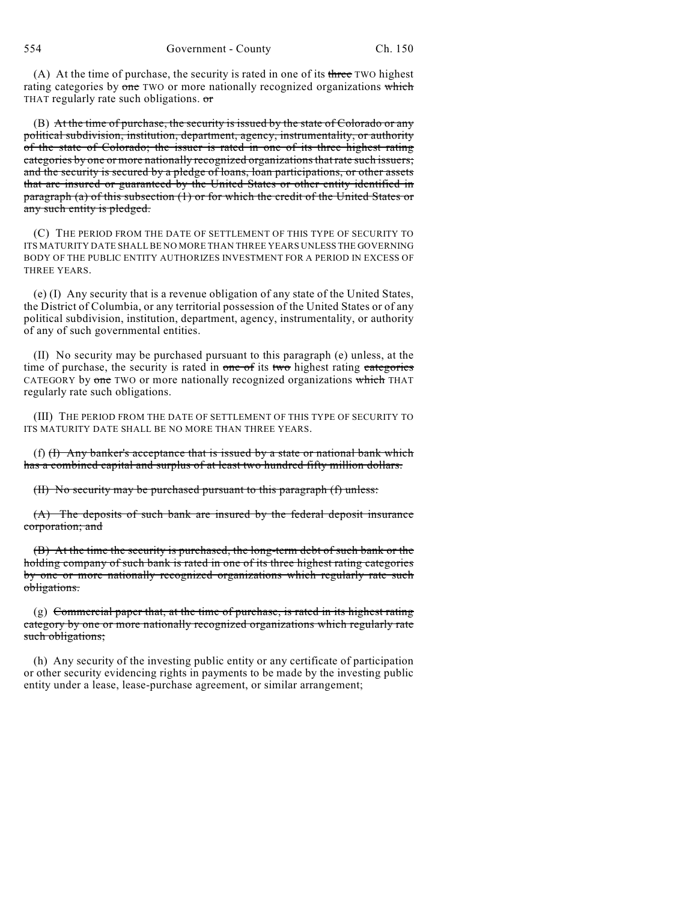(A) At the time of purchase, the security is rated in one of its ~~three~~ TWO highest rating categories by ~~one~~ TWO or more nationally recognized organizations ~~which~~ THAT regularly rate such obligations. ~~or~~

(B) ~~At the time of purchase, the security is issued by the state of Colorado or any political subdivision, institution, department, agency, instrumentality, or authority of the state of Colorado; the issuer is rated in one of its three highest rating categories by one or more nationally recognized organizations that rate such issuers; and the security is secured by a pledge of loans, loan participations, or other assets that are insured or guaranteed by the United States or other entity identified in paragraph (a) of this subsection (1) or for which the credit of the United States or any such entity is pledged.~~

(C) THE PERIOD FROM THE DATE OF SETTLEMENT OF THIS TYPE OF SECURITY TO ITS MATURITY DATE SHALL BE NO MORE THAN THREE YEARS UNLESS THE GOVERNING BODY OF THE PUBLIC ENTITY AUTHORIZES INVESTMENT FOR A PERIOD IN EXCESS OF THREE YEARS.

(e) (I) Any security that is a revenue obligation of any state of the United States, the District of Columbia, or any territorial possession of the United States or of any political subdivision, institution, department, agency, instrumentality, or authority of any of such governmental entities.

(II) No security may be purchased pursuant to this paragraph (e) unless, at the time of purchase, the security is rated in ~~one of~~ its ~~two~~ highest rating ~~categories~~ CATEGORY by ~~one~~ TWO or more nationally recognized organizations ~~which~~ THAT regularly rate such obligations.

(III) THE PERIOD FROM THE DATE OF SETTLEMENT OF THIS TYPE OF SECURITY TO ITS MATURITY DATE SHALL BE NO MORE THAN THREE YEARS.

(f) ~~(I) Any banker's acceptance that is issued by a state or national bank which has a combined capital and surplus of at least two hundred fifty million dollars.~~

~~(II) No security may be purchased pursuant to this paragraph (f) unless:~~

~~(A) The deposits of such bank are insured by the federal deposit insurance corporation; and~~

~~(B) At the time the security is purchased, the long-term debt of such bank or the holding company of such bank is rated in one of its three highest rating categories by one or more nationally recognized organizations which regularly rate such obligations.~~

(g) ~~Commercial paper that, at the time of purchase, is rated in its highest rating category by one or more nationally recognized organizations which regularly rate such obligations;~~

(h) Any security of the investing public entity or any certificate of participation or other security evidencing rights in payments to be made by the investing public entity under a lease, lease-purchase agreement, or similar arrangement;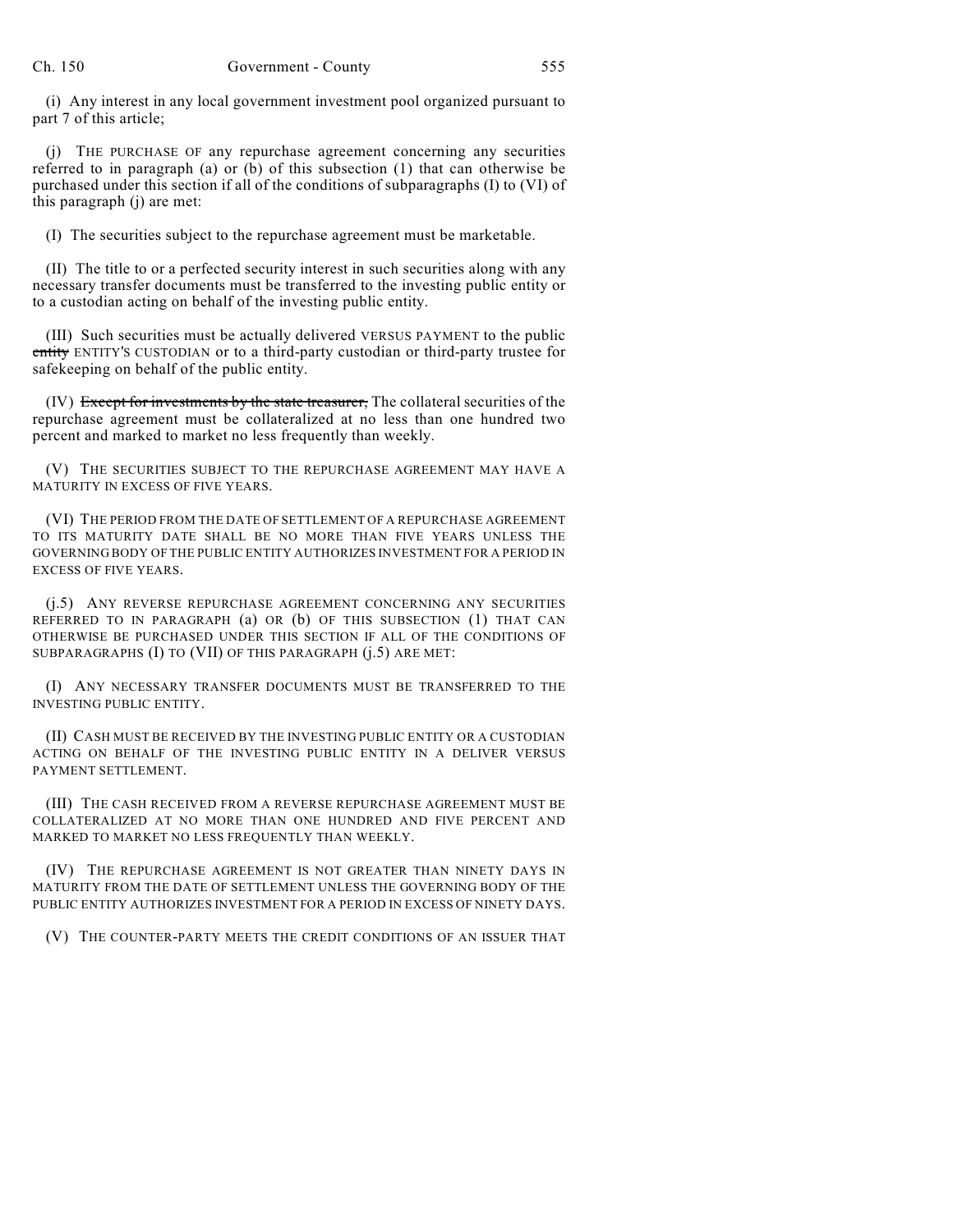(i) Any interest in any local government investment pool organized pursuant to part 7 of this article;

(j) THE PURCHASE OF any repurchase agreement concerning any securities referred to in paragraph (a) or (b) of this subsection (1) that can otherwise be purchased under this section if all of the conditions of subparagraphs (I) to (VI) of this paragraph (j) are met:

(I) The securities subject to the repurchase agreement must be marketable.

(II) The title to or a perfected security interest in such securities along with any necessary transfer documents must be transferred to the investing public entity or to a custodian acting on behalf of the investing public entity.

(III) Such securities must be actually delivered VERSUS PAYMENT to the public ~~entity~~ ENTITY'S CUSTODIAN or to a third-party custodian or third-party trustee for safekeeping on behalf of the public entity.

(IV) ~~Except for investments by the state treasurer,~~ The collateral securities of the repurchase agreement must be collateralized at no less than one hundred two percent and marked to market no less frequently than weekly.

(V) THE SECURITIES SUBJECT TO THE REPURCHASE AGREEMENT MAY HAVE A MATURITY IN EXCESS OF FIVE YEARS.

(VI) THE PERIOD FROM THE DATE OF SETTLEMENT OF A REPURCHASE AGREEMENT TO ITS MATURITY DATE SHALL BE NO MORE THAN FIVE YEARS UNLESS THE GOVERNING BODY OF THE PUBLIC ENTITY AUTHORIZES INVESTMENT FOR A PERIOD IN EXCESS OF FIVE YEARS.

(j.5) ANY REVERSE REPURCHASE AGREEMENT CONCERNING ANY SECURITIES REFERRED TO IN PARAGRAPH (a) OR (b) OF THIS SUBSECTION (1) THAT CAN OTHERWISE BE PURCHASED UNDER THIS SECTION IF ALL OF THE CONDITIONS OF SUBPARAGRAPHS (I) TO (VII) OF THIS PARAGRAPH (j.5) ARE MET:

(I) ANY NECESSARY TRANSFER DOCUMENTS MUST BE TRANSFERRED TO THE INVESTING PUBLIC ENTITY.

(II) CASH MUST BE RECEIVED BY THE INVESTING PUBLIC ENTITY OR A CUSTODIAN ACTING ON BEHALF OF THE INVESTING PUBLIC ENTITY IN A DELIVER VERSUS PAYMENT SETTLEMENT.

(III) THE CASH RECEIVED FROM A REVERSE REPURCHASE AGREEMENT MUST BE COLLATERALIZED AT NO MORE THAN ONE HUNDRED AND FIVE PERCENT AND MARKED TO MARKET NO LESS FREQUENTLY THAN WEEKLY.

(IV) THE REPURCHASE AGREEMENT IS NOT GREATER THAN NINETY DAYS IN MATURITY FROM THE DATE OF SETTLEMENT UNLESS THE GOVERNING BODY OF THE PUBLIC ENTITY AUTHORIZES INVESTMENT FOR A PERIOD IN EXCESS OF NINETY DAYS.

(V) THE COUNTER-PARTY MEETS THE CREDIT CONDITIONS OF AN ISSUER THAT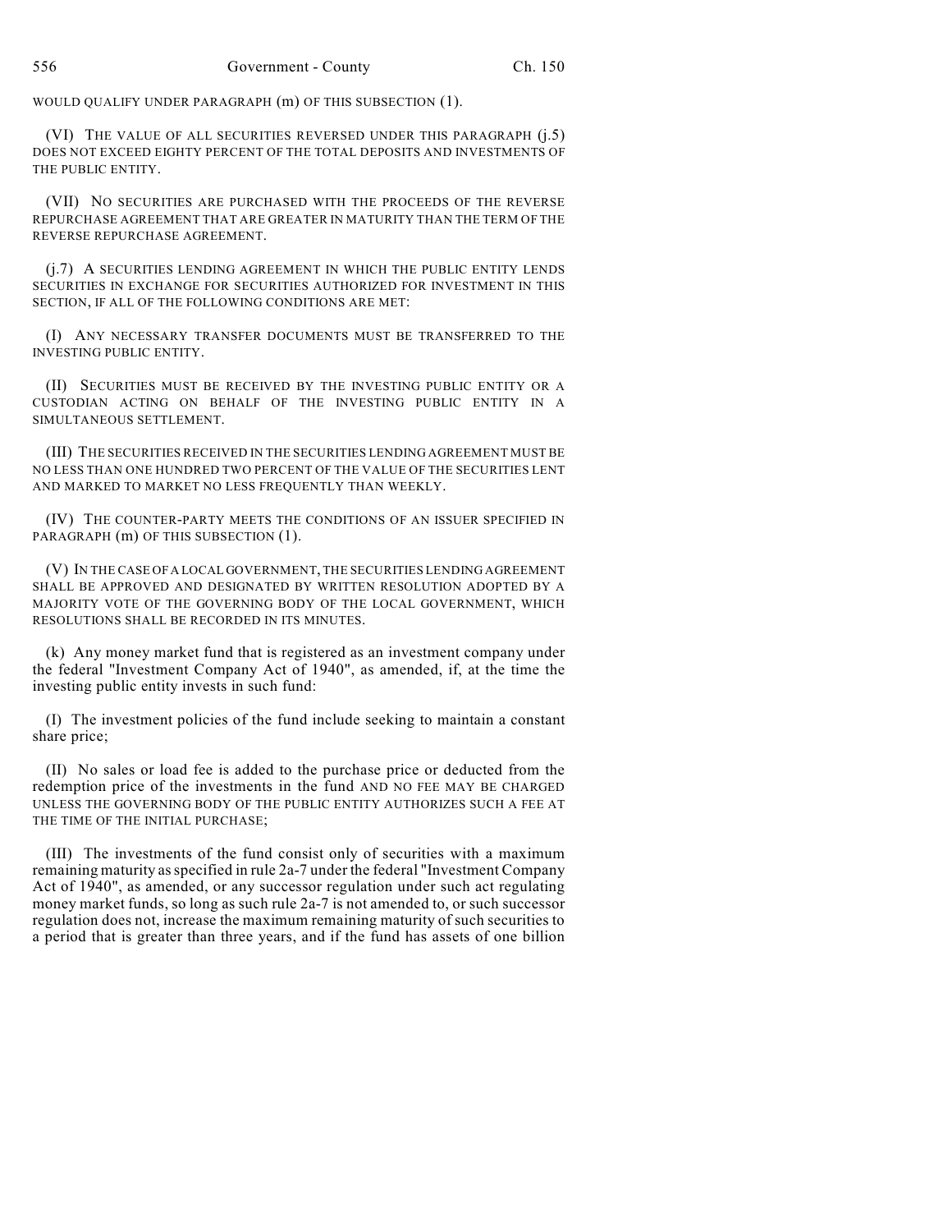WOULD QUALIFY UNDER PARAGRAPH (m) OF THIS SUBSECTION (1).

(VI) THE VALUE OF ALL SECURITIES REVERSED UNDER THIS PARAGRAPH (j.5) DOES NOT EXCEED EIGHTY PERCENT OF THE TOTAL DEPOSITS AND INVESTMENTS OF THE PUBLIC ENTITY.

(VII) NO SECURITIES ARE PURCHASED WITH THE PROCEEDS OF THE REVERSE REPURCHASE AGREEMENT THAT ARE GREATER IN MATURITY THAN THE TERM OF THE REVERSE REPURCHASE AGREEMENT.

(j.7) A SECURITIES LENDING AGREEMENT IN WHICH THE PUBLIC ENTITY LENDS SECURITIES IN EXCHANGE FOR SECURITIES AUTHORIZED FOR INVESTMENT IN THIS SECTION, IF ALL OF THE FOLLOWING CONDITIONS ARE MET:

(I) ANY NECESSARY TRANSFER DOCUMENTS MUST BE TRANSFERRED TO THE INVESTING PUBLIC ENTITY.

(II) SECURITIES MUST BE RECEIVED BY THE INVESTING PUBLIC ENTITY OR A CUSTODIAN ACTING ON BEHALF OF THE INVESTING PUBLIC ENTITY IN A SIMULTANEOUS SETTLEMENT.

(III) THE SECURITIES RECEIVED IN THE SECURITIES LENDING AGREEMENT MUST BE NO LESS THAN ONE HUNDRED TWO PERCENT OF THE VALUE OF THE SECURITIES LENT AND MARKED TO MARKET NO LESS FREQUENTLY THAN WEEKLY.

(IV) THE COUNTER-PARTY MEETS THE CONDITIONS OF AN ISSUER SPECIFIED IN PARAGRAPH (m) OF THIS SUBSECTION (1).

(V) IN THE CASE OF A LOCAL GOVERNMENT, THE SECURITIES LENDING AGREEMENT SHALL BE APPROVED AND DESIGNATED BY WRITTEN RESOLUTION ADOPTED BY A MAJORITY VOTE OF THE GOVERNING BODY OF THE LOCAL GOVERNMENT, WHICH RESOLUTIONS SHALL BE RECORDED IN ITS MINUTES.

(k) Any money market fund that is registered as an investment company under the federal "Investment Company Act of 1940", as amended, if, at the time the investing public entity invests in such fund:

(I) The investment policies of the fund include seeking to maintain a constant share price;

(II) No sales or load fee is added to the purchase price or deducted from the redemption price of the investments in the fund AND NO FEE MAY BE CHARGED UNLESS THE GOVERNING BODY OF THE PUBLIC ENTITY AUTHORIZES SUCH A FEE AT THE TIME OF THE INITIAL PURCHASE;

(III) The investments of the fund consist only of securities with a maximum remaining maturity as specified in rule 2a-7 under the federal "Investment Company Act of 1940", as amended, or any successor regulation under such act regulating money market funds, so long as such rule 2a-7 is not amended to, or such successor regulation does not, increase the maximum remaining maturity of such securities to a period that is greater than three years, and if the fund has assets of one billion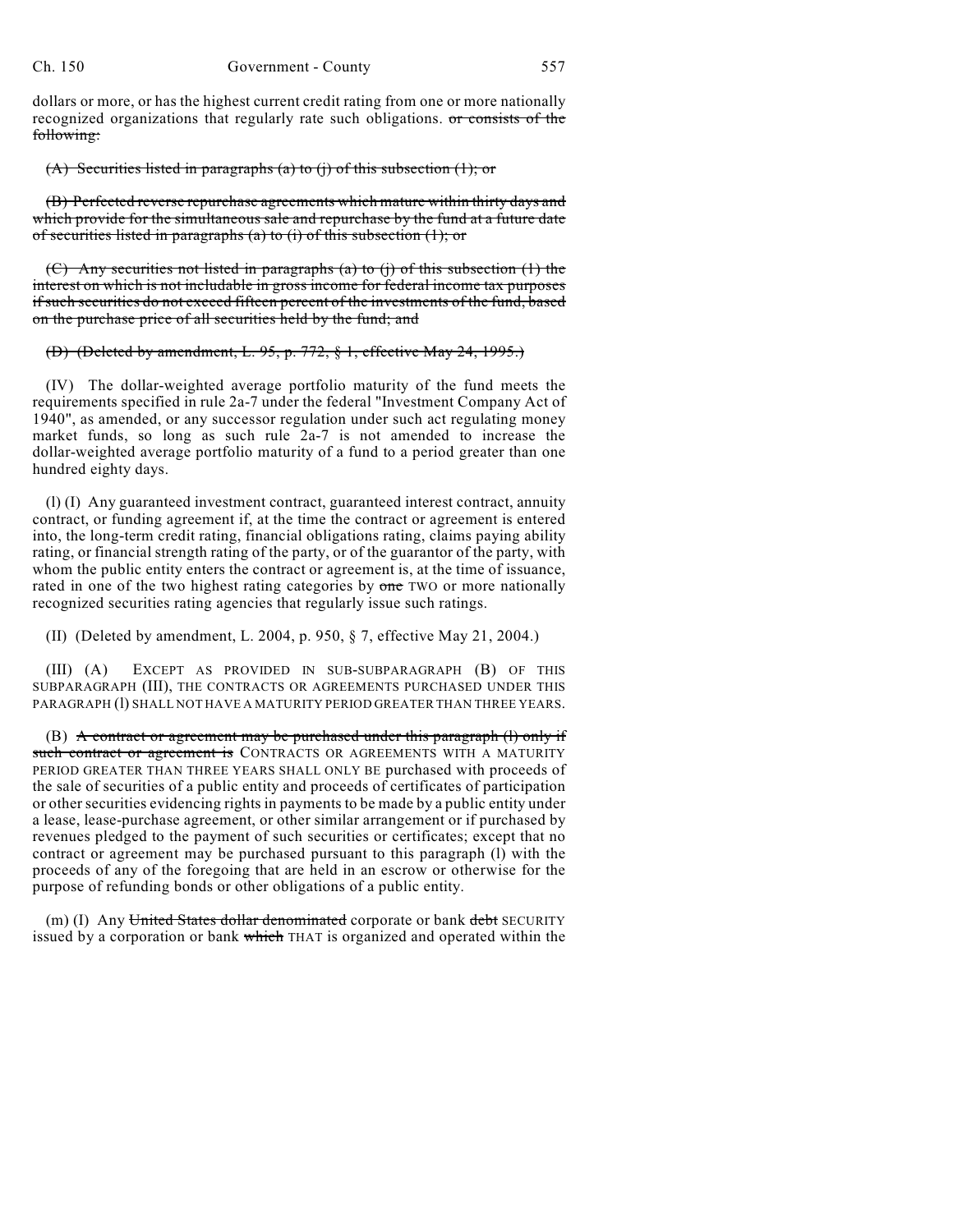dollars or more, or has the highest current credit rating from one or more nationally recognized organizations that regularly rate such obligations. ~~or consists of the following:~~

~~(A) Securities listed in paragraphs (a) to (j) of this subsection (1); or~~

~~(B) Perfected reverse repurchase agreements which mature within thirty days and which provide for the simultaneous sale and repurchase by the fund at a future date of securities listed in paragraphs (a) to (i) of this subsection (1); or~~

~~(C) Any securities not listed in paragraphs (a) to (j) of this subsection (1) the interest on which is not includable in gross income for federal income tax purposes if such securities do not exceed fifteen percent of the investments of the fund, based on the purchase price of all securities held by the fund; and~~

~~(D) (Deleted by amendment, L. 95, p. 772, § 1, effective May 24, 1995.)~~

(IV) The dollar-weighted average portfolio maturity of the fund meets the requirements specified in rule 2a-7 under the federal "Investment Company Act of 1940", as amended, or any successor regulation under such act regulating money market funds, so long as such rule 2a-7 is not amended to increase the dollar-weighted average portfolio maturity of a fund to a period greater than one hundred eighty days.

(l) (I) Any guaranteed investment contract, guaranteed interest contract, annuity contract, or funding agreement if, at the time the contract or agreement is entered into, the long-term credit rating, financial obligations rating, claims paying ability rating, or financial strength rating of the party, or of the guarantor of the party, with whom the public entity enters the contract or agreement is, at the time of issuance, rated in one of the two highest rating categories by ~~one~~ TWO or more nationally recognized securities rating agencies that regularly issue such ratings.

(II) (Deleted by amendment, L. 2004, p. 950, § 7, effective May 21, 2004.)

(III) (A) EXCEPT AS PROVIDED IN SUB-SUBPARAGRAPH (B) OF THIS SUBPARAGRAPH (III), THE CONTRACTS OR AGREEMENTS PURCHASED UNDER THIS PARAGRAPH (l) SHALL NOT HAVE A MATURITY PERIOD GREATER THAN THREE YEARS.

(B) ~~A contract or agreement may be purchased under this paragraph (l) only if such contract or agreement is~~ CONTRACTS OR AGREEMENTS WITH A MATURITY PERIOD GREATER THAN THREE YEARS SHALL ONLY BE purchased with proceeds of the sale of securities of a public entity and proceeds of certificates of participation or other securities evidencing rights in payments to be made by a public entity under a lease, lease-purchase agreement, or other similar arrangement or if purchased by revenues pledged to the payment of such securities or certificates; except that no contract or agreement may be purchased pursuant to this paragraph (l) with the proceeds of any of the foregoing that are held in an escrow or otherwise for the purpose of refunding bonds or other obligations of a public entity.

(m) (I) Any ~~United States dollar denominated~~ corporate or bank ~~debt~~ SECURITY issued by a corporation or bank ~~which~~ THAT is organized and operated within the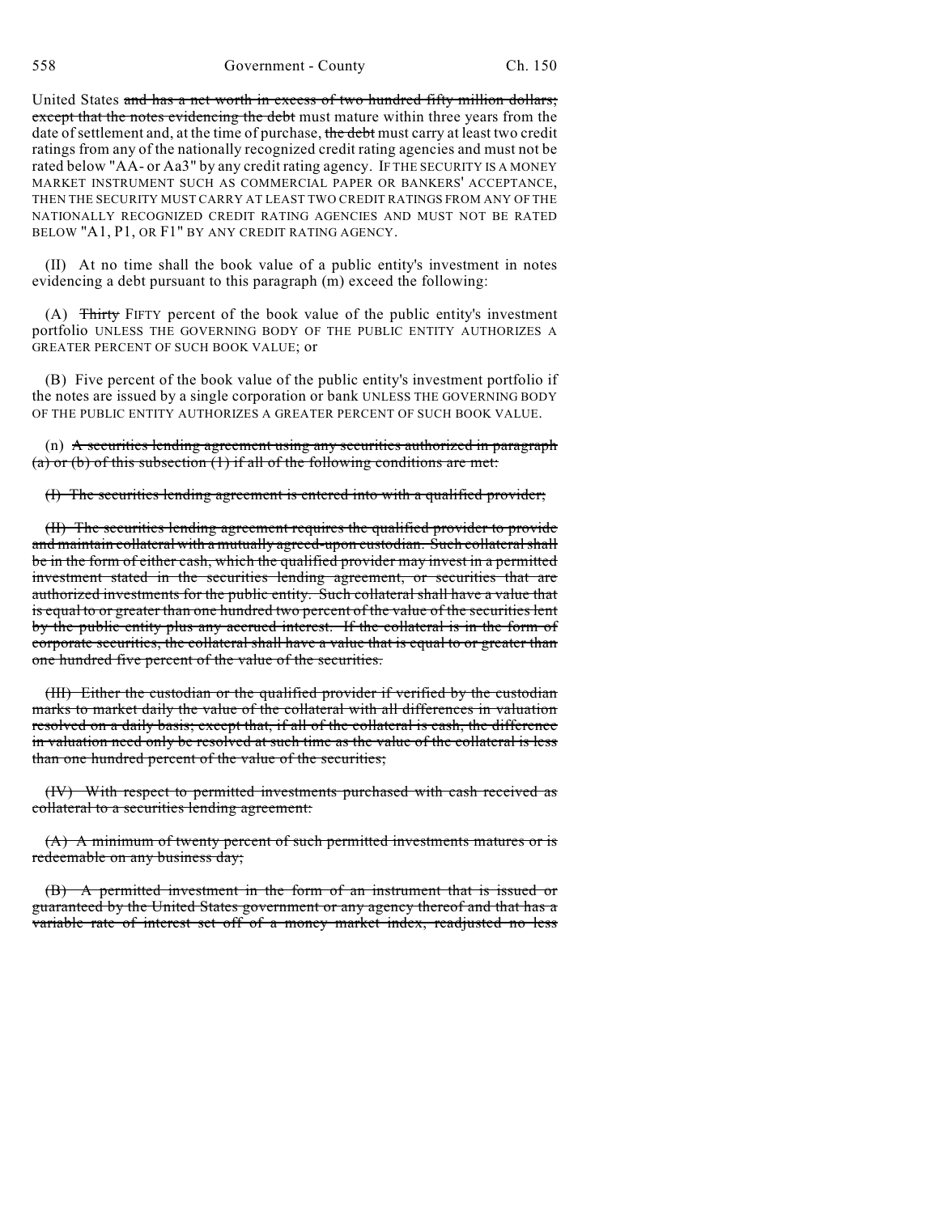United States ~~and has a net worth in excess of two hundred fifty million dollars; except that the notes evidencing the debt~~ must mature within three years from the date of settlement and, at the time of purchase, ~~the debt~~ must carry at least two credit ratings from any of the nationally recognized credit rating agencies and must not be rated below "AA- or Aa3" by any credit rating agency. IF THE SECURITY IS A MONEY MARKET INSTRUMENT SUCH AS COMMERCIAL PAPER OR BANKERS' ACCEPTANCE, THEN THE SECURITY MUST CARRY AT LEAST TWO CREDIT RATINGS FROM ANY OF THE NATIONALLY RECOGNIZED CREDIT RATING AGENCIES AND MUST NOT BE RATED BELOW "A1, P1, OR F1" BY ANY CREDIT RATING AGENCY.

(II) At no time shall the book value of a public entity's investment in notes evidencing a debt pursuant to this paragraph (m) exceed the following:

(A) ~~Thirty~~ FIFTY percent of the book value of the public entity's investment portfolio UNLESS THE GOVERNING BODY OF THE PUBLIC ENTITY AUTHORIZES A GREATER PERCENT OF SUCH BOOK VALUE; or

(B) Five percent of the book value of the public entity's investment portfolio if the notes are issued by a single corporation or bank UNLESS THE GOVERNING BODY OF THE PUBLIC ENTITY AUTHORIZES A GREATER PERCENT OF SUCH BOOK VALUE.

(n) ~~A securities lending agreement using any securities authorized in paragraph (a) or (b) of this subsection (1) if all of the following conditions are met:~~

~~(I) The securities lending agreement is entered into with a qualified provider;~~

~~(II) The securities lending agreement requires the qualified provider to provide and maintain collateral with a mutually agreed-upon custodian. Such collateral shall be in the form of either cash, which the qualified provider may invest in a permitted investment stated in the securities lending agreement, or securities that are authorized investments for the public entity. Such collateral shall have a value that is equal to or greater than one hundred two percent of the value of the securities lent by the public entity plus any accrued interest. If the collateral is in the form of corporate securities, the collateral shall have a value that is equal to or greater than one hundred five percent of the value of the securities.~~

~~(III) Either the custodian or the qualified provider if verified by the custodian marks to market daily the value of the collateral with all differences in valuation resolved on a daily basis; except that, if all of the collateral is cash, the difference in valuation need only be resolved at such time as the value of the collateral is less than one hundred percent of the value of the securities;~~

~~(IV) With respect to permitted investments purchased with cash received as collateral to a securities lending agreement:~~

~~(A) A minimum of twenty percent of such permitted investments matures or is redeemable on any business day;~~

~~(B) A permitted investment in the form of an instrument that is issued or guaranteed by the United States government or any agency thereof and that has a variable rate of interest set off of a money market index, readjusted no less~~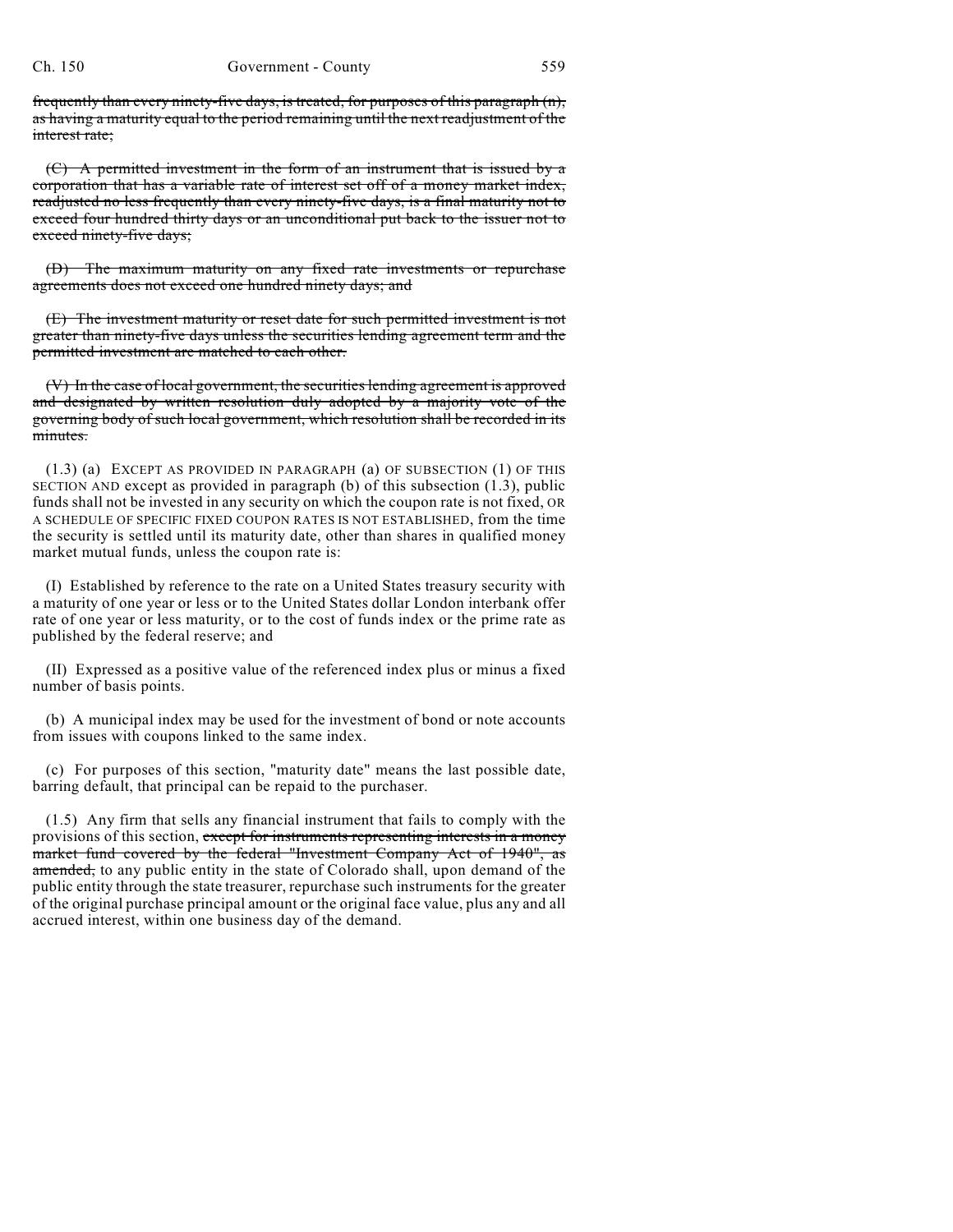~~frequently than every ninety-five days, is treated, for purposes of this paragraph (n), as having a maturity equal to the period remaining until the next readjustment of the interest rate;~~

~~(C) A permitted investment in the form of an instrument that is issued by a corporation that has a variable rate of interest set off of a money market index, readjusted no less frequently than every ninety-five days, is a final maturity not to exceed four hundred thirty days or an unconditional put back to the issuer not to exceed ninety-five days;~~

~~(D) The maximum maturity on any fixed rate investments or repurchase agreements does not exceed one hundred ninety days; and~~

~~(E) The investment maturity or reset date for such permitted investment is not greater than ninety-five days unless the securities lending agreement term and the permitted investment are matched to each other.~~

~~(V) In the case of local government, the securities lending agreement is approved and designated by written resolution duly adopted by a majority vote of the governing body of such local government, which resolution shall be recorded in its minutes.~~

(1.3) (a) EXCEPT AS PROVIDED IN PARAGRAPH (a) OF SUBSECTION (1) OF THIS SECTION AND except as provided in paragraph (b) of this subsection (1.3), public funds shall not be invested in any security on which the coupon rate is not fixed, OR A SCHEDULE OF SPECIFIC FIXED COUPON RATES IS NOT ESTABLISHED, from the time the security is settled until its maturity date, other than shares in qualified money market mutual funds, unless the coupon rate is:

(I) Established by reference to the rate on a United States treasury security with a maturity of one year or less or to the United States dollar London interbank offer rate of one year or less maturity, or to the cost of funds index or the prime rate as published by the federal reserve; and

(II) Expressed as a positive value of the referenced index plus or minus a fixed number of basis points.

(b) A municipal index may be used for the investment of bond or note accounts from issues with coupons linked to the same index.

(c) For purposes of this section, "maturity date" means the last possible date, barring default, that principal can be repaid to the purchaser.

(1.5) Any firm that sells any financial instrument that fails to comply with the provisions of this section, ~~except for instruments representing interests in a money market fund covered by the federal "Investment Company Act of 1940", as amended,~~ to any public entity in the state of Colorado shall, upon demand of the public entity through the state treasurer, repurchase such instruments for the greater of the original purchase principal amount or the original face value, plus any and all accrued interest, within one business day of the demand.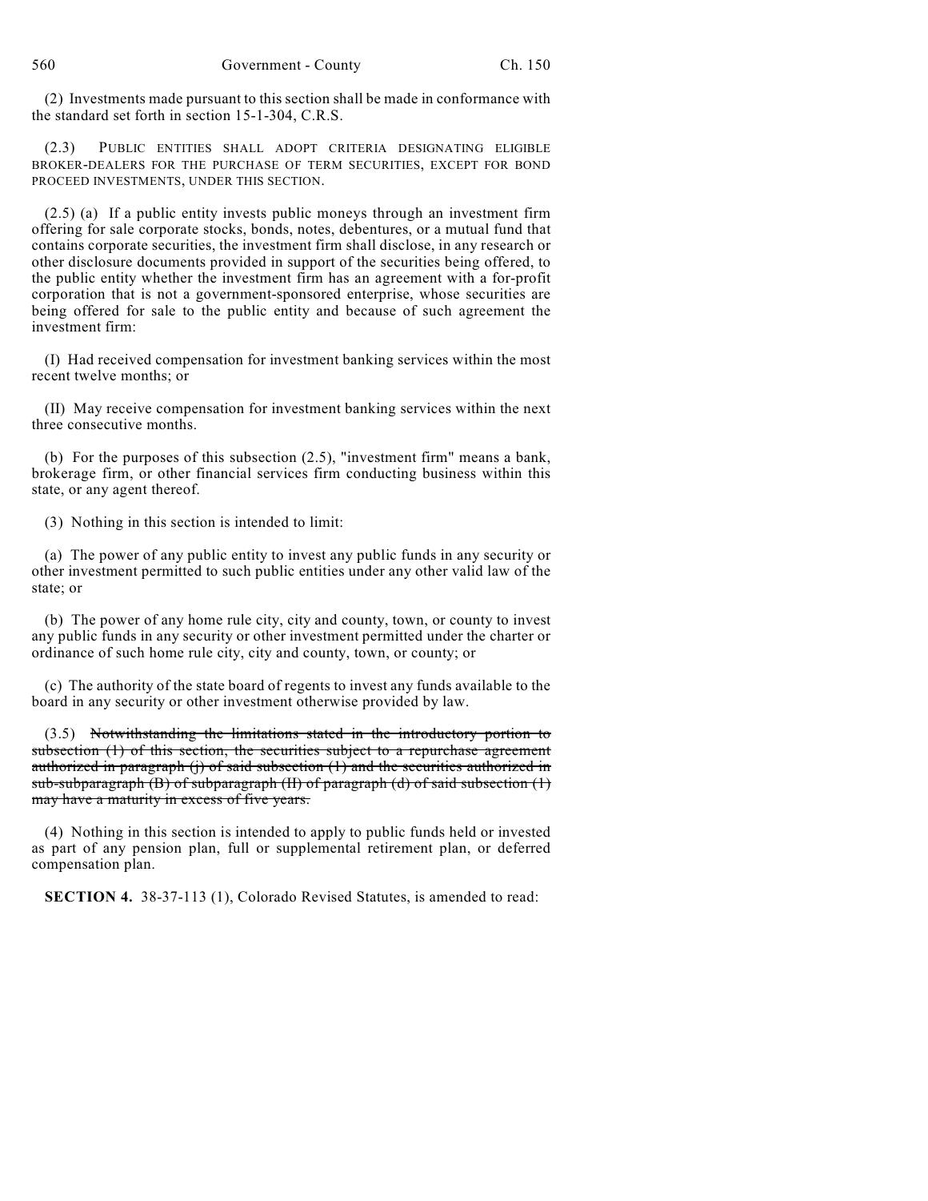(2) Investments made pursuant to this section shall be made in conformance with the standard set forth in section 15-1-304, C.R.S.

(2.3) PUBLIC ENTITIES SHALL ADOPT CRITERIA DESIGNATING ELIGIBLE BROKER-DEALERS FOR THE PURCHASE OF TERM SECURITIES, EXCEPT FOR BOND PROCEED INVESTMENTS, UNDER THIS SECTION.

(2.5) (a) If a public entity invests public moneys through an investment firm offering for sale corporate stocks, bonds, notes, debentures, or a mutual fund that contains corporate securities, the investment firm shall disclose, in any research or other disclosure documents provided in support of the securities being offered, to the public entity whether the investment firm has an agreement with a for-profit corporation that is not a government-sponsored enterprise, whose securities are being offered for sale to the public entity and because of such agreement the investment firm:

(I) Had received compensation for investment banking services within the most recent twelve months; or

(II) May receive compensation for investment banking services within the next three consecutive months.

(b) For the purposes of this subsection (2.5), "investment firm" means a bank, brokerage firm, or other financial services firm conducting business within this state, or any agent thereof.

(3) Nothing in this section is intended to limit:

(a) The power of any public entity to invest any public funds in any security or other investment permitted to such public entities under any other valid law of the state; or

(b) The power of any home rule city, city and county, town, or county to invest any public funds in any security or other investment permitted under the charter or ordinance of such home rule city, city and county, town, or county; or

(c) The authority of the state board of regents to invest any funds available to the board in any security or other investment otherwise provided by law.

(3.5) ~~Notwithstanding the limitations stated in the introductory portion to subsection (1) of this section, the securities subject to a repurchase agreement authorized in paragraph (j) of said subsection (1) and the securities authorized in sub-subparagraph (B) of subparagraph (II) of paragraph (d) of said subsection (1) may have a maturity in excess of five years.~~

(4) Nothing in this section is intended to apply to public funds held or invested as part of any pension plan, full or supplemental retirement plan, or deferred compensation plan.

**SECTION 4.** 38-37-113 (1), Colorado Revised Statutes, is amended to read: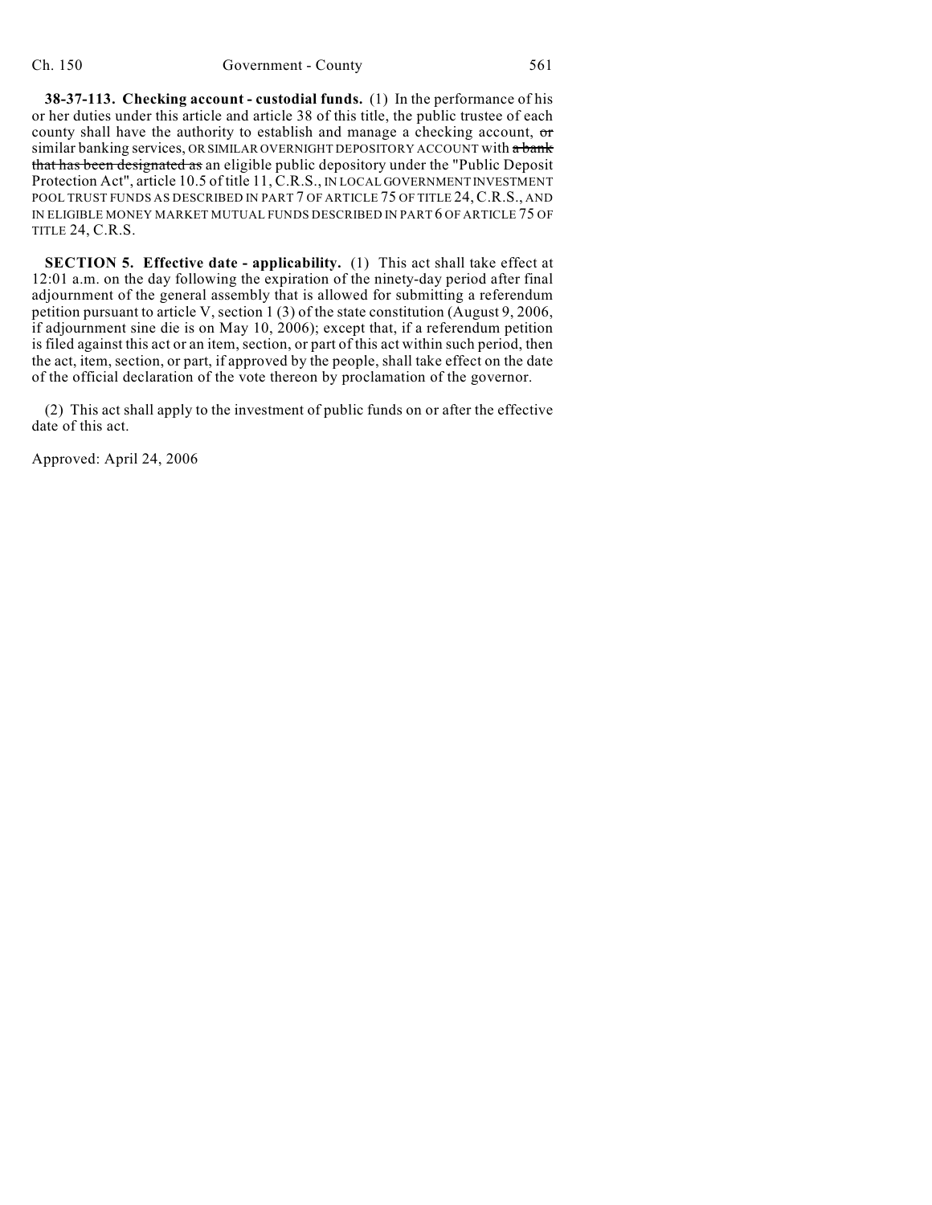**38-37-113. Checking account - custodial funds.** (1) In the performance of his or her duties under this article and article 38 of this title, the public trustee of each county shall have the authority to establish and manage a checking account, ~~or~~ similar banking services, OR SIMILAR OVERNIGHT DEPOSITORY ACCOUNT with ~~a bank that has been designated as~~ an eligible public depository under the "Public Deposit Protection Act", article 10.5 of title 11, C.R.S., IN LOCAL GOVERNMENT INVESTMENT POOL TRUST FUNDS AS DESCRIBED IN PART 7 OF ARTICLE 75 OF TITLE 24, C.R.S., AND IN ELIGIBLE MONEY MARKET MUTUAL FUNDS DESCRIBED IN PART 6 OF ARTICLE 75 OF TITLE 24, C.R.S.

**SECTION 5. Effective date - applicability.** (1) This act shall take effect at 12:01 a.m. on the day following the expiration of the ninety-day period after final adjournment of the general assembly that is allowed for submitting a referendum petition pursuant to article V, section 1 (3) of the state constitution (August 9, 2006, if adjournment sine die is on May 10, 2006); except that, if a referendum petition is filed against this act or an item, section, or part of this act within such period, then the act, item, section, or part, if approved by the people, shall take effect on the date of the official declaration of the vote thereon by proclamation of the governor.

(2) This act shall apply to the investment of public funds on or after the effective date of this act.

Approved: April 24, 2006